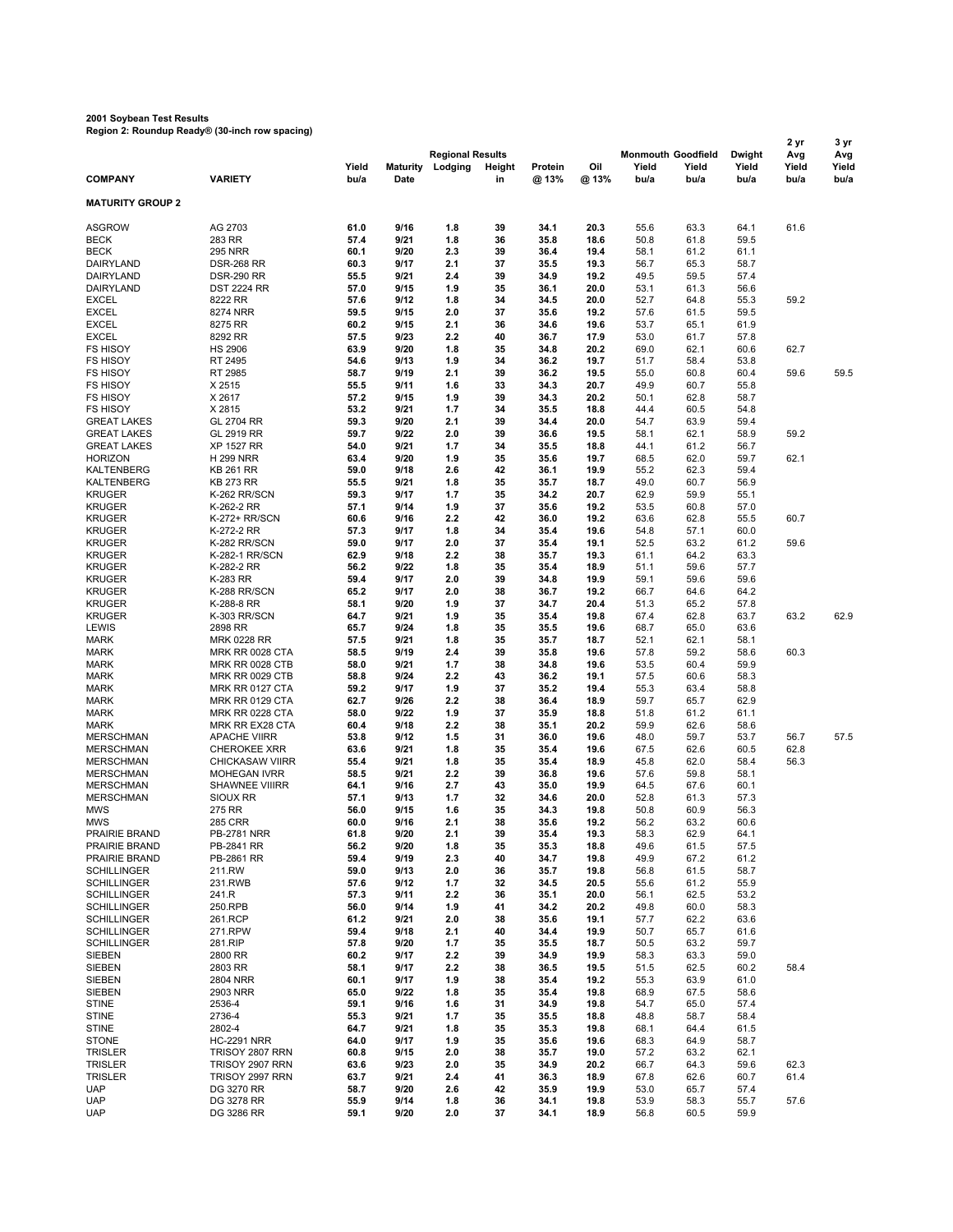**2001 Soybean Test Results**
**Region 2: Roundup Ready® (30-inch row spacing)**

| COMPANY | VARIETY | Yield bu/a | Maturity Date | Regional Results Lodging | Height in | Protein @ 13% | Oil @ 13% | Monmouth Yield bu/a | Goodfield Yield bu/a | Dwight Yield bu/a | 2 yr Avg Yield bu/a | 3 yr Avg Yield bu/a |
|---|---|---|---|---|---|---|---|---|---|---|---|---|
| **MATURITY GROUP 2** | | | | | | | | | | | | |
| ASGROW | AG 2703 | 61.0 | 9/16 | 1.8 | 39 | 34.1 | 20.3 | 55.6 | 63.3 | 64.1 | 61.6 | |
| BECK | 283 RR | 57.4 | 9/21 | 1.8 | 36 | 35.8 | 18.6 | 50.8 | 61.8 | 59.5 | | |
| BECK | 295 NRR | 60.1 | 9/20 | 2.3 | 39 | 36.4 | 19.4 | 58.1 | 61.2 | 61.1 | | |
| DAIRYLAND | DSR-268 RR | 60.3 | 9/17 | 2.1 | 37 | 35.5 | 19.3 | 56.7 | 65.3 | 58.7 | | |
| DAIRYLAND | DSR-290 RR | 55.5 | 9/21 | 2.4 | 39 | 34.9 | 19.2 | 49.5 | 59.5 | 57.4 | | |
| DAIRYLAND | DST 2224 RR | 57.0 | 9/15 | 1.9 | 35 | 36.1 | 20.0 | 53.1 | 61.3 | 56.6 | | |
| EXCEL | 8222 RR | 57.6 | 9/12 | 1.8 | 34 | 34.5 | 20.0 | 52.7 | 64.8 | 55.3 | 59.2 | |
| EXCEL | 8274 NRR | 59.5 | 9/15 | 2.0 | 37 | 35.6 | 19.2 | 57.6 | 61.5 | 59.5 | | |
| EXCEL | 8275 RR | 60.2 | 9/15 | 2.1 | 36 | 34.6 | 19.6 | 53.7 | 65.1 | 61.9 | | |
| EXCEL | 8292 RR | 57.5 | 9/23 | 2.2 | 40 | 36.7 | 17.9 | 53.0 | 61.7 | 57.8 | | |
| FS HISOY | HS 2906 | 63.9 | 9/20 | 1.8 | 35 | 34.8 | 20.2 | 69.0 | 62.1 | 60.6 | 62.7 | |
| FS HISOY | RT 2495 | 54.6 | 9/13 | 1.9 | 34 | 36.2 | 19.7 | 51.7 | 58.4 | 53.8 | | |
| FS HISOY | RT 2985 | 58.7 | 9/19 | 2.1 | 39 | 36.2 | 19.5 | 55.0 | 60.8 | 60.4 | 59.6 | 59.5 |
| FS HISOY | X 2515 | 55.5 | 9/11 | 1.6 | 33 | 34.3 | 20.7 | 49.9 | 60.7 | 55.8 | | |
| FS HISOY | X 2617 | 57.2 | 9/15 | 1.9 | 39 | 34.3 | 20.2 | 50.1 | 62.8 | 58.7 | | |
| FS HISOY | X 2815 | 53.2 | 9/21 | 1.7 | 34 | 35.5 | 18.8 | 44.4 | 60.5 | 54.8 | | |
| GREAT LAKES | GL 2704 RR | 59.3 | 9/20 | 2.1 | 39 | 34.4 | 20.0 | 54.7 | 63.9 | 59.4 | | |
| GREAT LAKES | GL 2919 RR | 59.7 | 9/22 | 2.0 | 39 | 36.6 | 19.5 | 58.1 | 62.1 | 58.9 | 59.2 | |
| GREAT LAKES | XP 1527 RR | 54.0 | 9/21 | 1.7 | 34 | 35.5 | 18.8 | 44.1 | 61.2 | 56.7 | | |
| HORIZON | H 299 NRR | 63.4 | 9/20 | 1.9 | 35 | 35.6 | 19.7 | 68.5 | 62.0 | 59.7 | 62.1 | |
| KALTENBERG | KB 261 RR | 59.0 | 9/18 | 2.6 | 42 | 36.1 | 19.9 | 55.2 | 62.3 | 59.4 | | |
| KALTENBERG | KB 273 RR | 55.5 | 9/21 | 1.8 | 35 | 35.7 | 18.7 | 49.0 | 60.7 | 56.9 | | |
| KRUGER | K-262 RR/SCN | 59.3 | 9/17 | 1.7 | 35 | 34.2 | 20.7 | 62.9 | 59.9 | 55.1 | | |
| KRUGER | K-262-2 RR | 57.1 | 9/14 | 1.9 | 37 | 35.6 | 19.2 | 53.5 | 60.8 | 57.0 | | |
| KRUGER | K-272+ RR/SCN | 60.6 | 9/16 | 2.2 | 42 | 36.0 | 19.2 | 63.6 | 62.8 | 55.5 | 60.7 | |
| KRUGER | K-272-2 RR | 57.3 | 9/17 | 1.8 | 34 | 35.4 | 19.6 | 54.8 | 57.1 | 60.0 | | |
| KRUGER | K-282 RR/SCN | 59.0 | 9/17 | 2.0 | 37 | 35.4 | 19.1 | 52.5 | 63.2 | 61.2 | 59.6 | |
| KRUGER | K-282-1 RR/SCN | 62.9 | 9/18 | 2.2 | 38 | 35.7 | 19.3 | 61.1 | 64.2 | 63.3 | | |
| KRUGER | K-282-2 RR | 56.2 | 9/22 | 1.8 | 35 | 35.4 | 18.9 | 51.1 | 59.6 | 57.7 | | |
| KRUGER | K-283 RR | 59.4 | 9/17 | 2.0 | 39 | 34.8 | 19.9 | 59.1 | 59.6 | 59.6 | | |
| KRUGER | K-288 RR/SCN | 65.2 | 9/17 | 2.0 | 38 | 36.7 | 19.2 | 66.7 | 64.6 | 64.2 | | |
| KRUGER | K-288-8 RR | 58.1 | 9/20 | 1.9 | 37 | 34.7 | 20.4 | 51.3 | 65.2 | 57.8 | | |
| KRUGER | K-303 RR/SCN | 64.7 | 9/21 | 1.9 | 35 | 35.4 | 19.8 | 67.4 | 62.8 | 63.7 | 63.2 | 62.9 |
| LEWIS | 2898 RR | 65.7 | 9/24 | 1.8 | 35 | 35.5 | 19.6 | 68.7 | 65.0 | 63.6 | | |
| MARK | MRK 0228 RR | 57.5 | 9/21 | 1.8 | 35 | 35.7 | 18.7 | 52.1 | 62.1 | 58.1 | | |
| MARK | MRK RR 0028 CTA | 58.5 | 9/19 | 2.4 | 39 | 35.8 | 19.6 | 57.8 | 59.2 | 58.6 | 60.3 | |
| MARK | MRK RR 0028 CTB | 58.0 | 9/21 | 1.7 | 38 | 34.8 | 19.6 | 53.5 | 60.4 | 59.9 | | |
| MARK | MRK RR 0029 CTB | 58.8 | 9/24 | 2.2 | 43 | 36.2 | 19.1 | 57.5 | 60.6 | 58.3 | | |
| MARK | MRK RR 0127 CTA | 59.2 | 9/17 | 1.9 | 37 | 35.2 | 19.4 | 55.3 | 63.4 | 58.8 | | |
| MARK | MRK RR 0129 CTA | 62.7 | 9/26 | 2.2 | 38 | 36.4 | 18.9 | 59.7 | 65.7 | 62.9 | | |
| MARK | MRK RR 0228 CTA | 58.0 | 9/22 | 1.9 | 37 | 35.9 | 18.8 | 51.8 | 61.2 | 61.1 | | |
| MARK | MRK RR EX28 CTA | 60.4 | 9/18 | 2.2 | 38 | 35.1 | 20.2 | 59.9 | 62.6 | 58.6 | | |
| MERSCHMAN | APACHE VIIRR | 53.8 | 9/12 | 1.5 | 31 | 36.0 | 19.6 | 48.0 | 59.7 | 53.7 | 56.7 | 57.5 |
| MERSCHMAN | CHEROKEE XRR | 63.6 | 9/21 | 1.8 | 35 | 35.4 | 19.6 | 67.5 | 62.6 | 60.5 | 62.8 | |
| MERSCHMAN | CHICKASAW VIIRR | 55.4 | 9/21 | 1.8 | 35 | 35.4 | 18.9 | 45.8 | 62.0 | 58.4 | 56.3 | |
| MERSCHMAN | MOHEGAN IVRR | 58.5 | 9/21 | 2.2 | 39 | 36.8 | 19.6 | 57.6 | 59.8 | 58.1 | | |
| MERSCHMAN | SHAWNEE VIIIRR | 64.1 | 9/16 | 2.7 | 43 | 35.0 | 19.9 | 64.5 | 67.6 | 60.1 | | |
| MERSCHMAN | SIOUX RR | 57.1 | 9/13 | 1.7 | 32 | 34.6 | 20.0 | 52.8 | 61.3 | 57.3 | | |
| MWS | 275 RR | 56.0 | 9/15 | 1.6 | 35 | 34.3 | 19.8 | 50.8 | 60.9 | 56.3 | | |
| MWS | 285 CRR | 60.0 | 9/16 | 2.1 | 38 | 35.6 | 19.2 | 56.2 | 63.2 | 60.6 | | |
| PRAIRIE BRAND | PB-2781 NRR | 61.8 | 9/20 | 2.1 | 39 | 35.4 | 19.3 | 58.3 | 62.9 | 64.1 | | |
| PRAIRIE BRAND | PB-2841 RR | 56.2 | 9/20 | 1.8 | 35 | 35.3 | 18.8 | 49.6 | 61.5 | 57.5 | | |
| PRAIRIE BRAND | PB-2861 RR | 59.4 | 9/19 | 2.3 | 40 | 34.7 | 19.8 | 49.9 | 67.2 | 61.2 | | |
| SCHILLINGER | 211.RW | 59.0 | 9/13 | 2.0 | 36 | 35.7 | 19.8 | 56.8 | 61.5 | 58.7 | | |
| SCHILLINGER | 231.RWB | 57.6 | 9/12 | 1.7 | 32 | 34.5 | 20.5 | 55.6 | 61.2 | 55.9 | | |
| SCHILLINGER | 241.R | 57.3 | 9/11 | 2.2 | 36 | 35.1 | 20.0 | 56.1 | 62.5 | 53.2 | | |
| SCHILLINGER | 250.RPB | 56.0 | 9/14 | 1.9 | 41 | 34.2 | 20.2 | 49.8 | 60.0 | 58.3 | | |
| SCHILLINGER | 261.RCP | 61.2 | 9/21 | 2.0 | 38 | 35.6 | 19.1 | 57.7 | 62.2 | 63.6 | | |
| SCHILLINGER | 271.RPW | 59.4 | 9/18 | 2.1 | 40 | 34.4 | 19.9 | 50.7 | 65.7 | 61.6 | | |
| SCHILLINGER | 281.RIP | 57.8 | 9/20 | 1.7 | 35 | 35.5 | 18.7 | 50.5 | 63.2 | 59.7 | | |
| SIEBEN | 2800 RR | 60.2 | 9/17 | 2.2 | 39 | 34.9 | 19.9 | 58.3 | 63.3 | 59.0 | | |
| SIEBEN | 2803 RR | 58.1 | 9/17 | 2.2 | 38 | 36.5 | 19.5 | 51.5 | 62.5 | 60.2 | 58.4 | |
| SIEBEN | 2804 NRR | 60.1 | 9/17 | 1.9 | 38 | 35.4 | 19.2 | 55.3 | 63.9 | 61.0 | | |
| SIEBEN | 2903 NRR | 65.0 | 9/22 | 1.8 | 35 | 35.4 | 19.8 | 68.9 | 67.5 | 58.6 | | |
| STINE | 2536-4 | 59.1 | 9/16 | 1.6 | 31 | 34.9 | 19.8 | 54.7 | 65.0 | 57.4 | | |
| STINE | 2736-4 | 55.3 | 9/21 | 1.7 | 35 | 35.5 | 18.8 | 48.8 | 58.7 | 58.4 | | |
| STINE | 2802-4 | 64.7 | 9/21 | 1.8 | 35 | 35.3 | 19.8 | 68.1 | 64.4 | 61.5 | | |
| STONE | HC-2291 NRR | 64.0 | 9/17 | 1.9 | 35 | 35.6 | 19.6 | 68.3 | 64.9 | 58.7 | | |
| TRISLER | TRISOY 2807 RRN | 60.8 | 9/15 | 2.0 | 38 | 35.7 | 19.0 | 57.2 | 63.2 | 62.1 | | |
| TRISLER | TRISOY 2907 RRN | 63.6 | 9/23 | 2.0 | 35 | 34.9 | 20.2 | 66.7 | 64.3 | 59.6 | 62.3 | |
| TRISLER | TRISOY 2997 RRN | 63.7 | 9/21 | 2.4 | 41 | 36.3 | 18.9 | 67.8 | 62.6 | 60.7 | 61.4 | |
| UAP | DG 3270 RR | 58.7 | 9/20 | 2.6 | 42 | 35.9 | 19.9 | 53.0 | 65.7 | 57.4 | | |
| UAP | DG 3278 RR | 55.9 | 9/14 | 1.8 | 36 | 34.1 | 19.8 | 53.9 | 58.3 | 55.7 | 57.6 | |
| UAP | DG 3286 RR | 59.1 | 9/20 | 2.0 | 37 | 34.1 | 18.9 | 56.8 | 60.5 | 59.9 | | |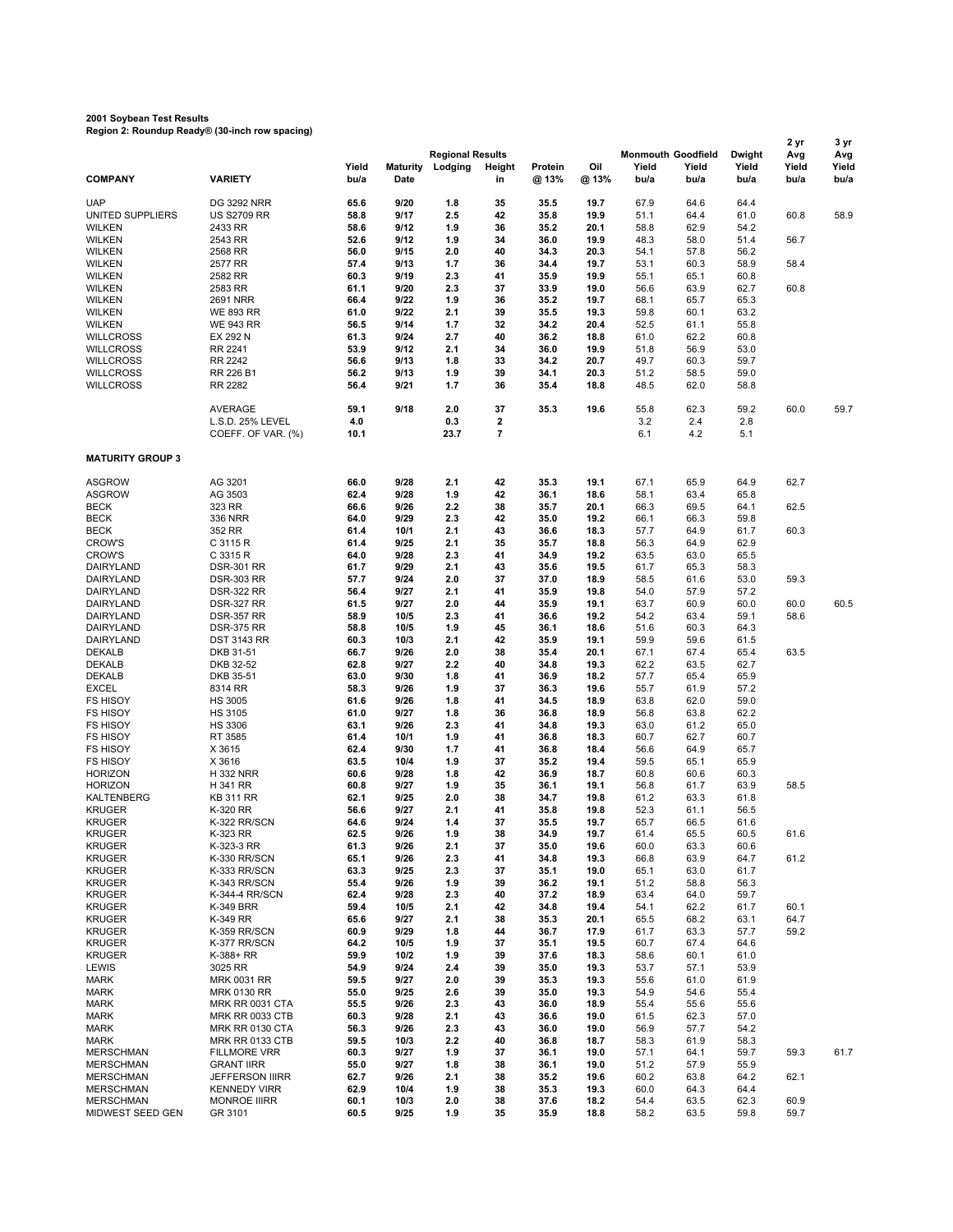**2001 Soybean Test Results**
**Region 2: Roundup Ready® (30-inch row spacing)**

| COMPANY | VARIETY | Yield bu/a | Maturity Date | Regional Results Lodging | Height in | Protein @ 13% | Oil @ 13% | Monmouth Yield bu/a | Goodfield Yield bu/a | Dwight Yield bu/a | 2 yr Avg Yield bu/a | 3 yr Avg Yield bu/a |
|---|---|---|---|---|---|---|---|---|---|---|---|---|
| UAP | DG 3292 NRR | 65.6 | 9/20 | 1.8 | 35 | 35.5 | 19.7 | 67.9 | 64.6 | 64.4 | | |
| UNITED SUPPLIERS | US S2709 RR | 58.8 | 9/17 | 2.5 | 42 | 35.8 | 19.9 | 51.1 | 64.4 | 61.0 | 60.8 | 58.9 |
| WILKEN | 2433 RR | 58.6 | 9/12 | 1.9 | 36 | 35.2 | 20.1 | 58.8 | 62.9 | 54.2 | | |
| WILKEN | 2543 RR | 52.6 | 9/12 | 1.9 | 34 | 36.0 | 19.9 | 48.3 | 58.0 | 51.4 | 56.7 | |
| WILKEN | 2568 RR | 56.0 | 9/15 | 2.0 | 40 | 34.3 | 20.3 | 54.1 | 57.8 | 56.2 | | |
| WILKEN | 2577 RR | 57.4 | 9/13 | 1.7 | 36 | 34.4 | 19.7 | 53.1 | 60.3 | 58.9 | 58.4 | |
| WILKEN | 2582 RR | 60.3 | 9/19 | 2.3 | 41 | 35.9 | 19.9 | 55.1 | 65.1 | 60.8 | | |
| WILKEN | 2583 RR | 61.1 | 9/20 | 2.3 | 37 | 33.9 | 19.0 | 56.6 | 63.9 | 62.7 | 60.8 | |
| WILKEN | 2691 NRR | 66.4 | 9/22 | 1.9 | 36 | 35.2 | 19.7 | 68.1 | 65.7 | 65.3 | | |
| WILKEN | WE 893 RR | 61.0 | 9/22 | 2.1 | 39 | 35.5 | 19.3 | 59.8 | 60.1 | 63.2 | | |
| WILKEN | WE 943 RR | 56.5 | 9/14 | 1.7 | 32 | 34.2 | 20.4 | 52.5 | 61.1 | 55.8 | | |
| WILLCROSS | EX 292 N | 61.3 | 9/24 | 2.7 | 40 | 36.2 | 18.8 | 61.0 | 62.2 | 60.8 | | |
| WILLCROSS | RR 2241 | 53.9 | 9/12 | 2.1 | 34 | 36.0 | 19.9 | 51.8 | 56.9 | 53.0 | | |
| WILLCROSS | RR 2242 | 56.6 | 9/13 | 1.8 | 33 | 34.2 | 20.7 | 49.7 | 60.3 | 59.7 | | |
| WILLCROSS | RR 226 B1 | 56.2 | 9/13 | 1.9 | 39 | 34.1 | 20.3 | 51.2 | 58.5 | 59.0 | | |
| WILLCROSS | RR 2282 | 56.4 | 9/21 | 1.7 | 36 | 35.4 | 18.8 | 48.5 | 62.0 | 58.8 | | |
| | AVERAGE | 59.1 | 9/18 | 2.0 | 37 | 35.3 | 19.6 | 55.8 | 62.3 | 59.2 | 60.0 | 59.7 |
| | L.S.D. 25% LEVEL | 4.0 | | 0.3 | 2 | | | 3.2 | 2.4 | 2.8 | | |
| | COEFF. OF VAR. (%) | 10.1 | | 23.7 | 7 | | | 6.1 | 4.2 | 5.1 | | |
| **MATURITY GROUP 3** | | | | | | | | | | | | |
| ASGROW | AG 3201 | 66.0 | 9/28 | 2.1 | 42 | 35.3 | 19.1 | 67.1 | 65.9 | 64.9 | 62.7 | |
| ASGROW | AG 3503 | 62.4 | 9/28 | 1.9 | 42 | 36.1 | 18.6 | 58.1 | 63.4 | 65.8 | | |
| BECK | 323 RR | 66.6 | 9/26 | 2.2 | 38 | 35.7 | 20.1 | 66.3 | 69.5 | 64.1 | 62.5 | |
| BECK | 336 NRR | 64.0 | 9/29 | 2.3 | 42 | 35.0 | 19.2 | 66.1 | 66.3 | 59.8 | | |
| BECK | 352 RR | 61.4 | 10/1 | 2.1 | 43 | 36.6 | 18.3 | 57.7 | 64.9 | 61.7 | 60.3 | |
| CROW'S | C 3115 R | 61.4 | 9/25 | 2.1 | 35 | 35.7 | 18.8 | 56.3 | 64.9 | 62.9 | | |
| CROW'S | C 3315 R | 64.0 | 9/28 | 2.3 | 41 | 34.9 | 19.2 | 63.5 | 63.0 | 65.5 | | |
| DAIRYLAND | DSR-301 RR | 61.7 | 9/29 | 2.1 | 43 | 35.6 | 19.5 | 61.7 | 65.3 | 58.3 | | |
| DAIRYLAND | DSR-303 RR | 57.7 | 9/24 | 2.0 | 37 | 37.0 | 18.9 | 58.5 | 61.6 | 53.0 | 59.3 | |
| DAIRYLAND | DSR-322 RR | 56.4 | 9/27 | 2.1 | 41 | 35.9 | 19.8 | 54.0 | 57.9 | 57.2 | | |
| DAIRYLAND | DSR-327 RR | 61.5 | 9/27 | 2.0 | 44 | 35.9 | 19.1 | 63.7 | 60.9 | 60.0 | 60.0 | 60.5 |
| DAIRYLAND | DSR-357 RR | 58.9 | 10/5 | 2.3 | 41 | 36.6 | 19.2 | 54.2 | 63.4 | 59.1 | 58.6 | |
| DAIRYLAND | DSR-375 RR | 58.8 | 10/5 | 1.9 | 45 | 36.1 | 18.6 | 51.6 | 60.3 | 64.3 | | |
| DAIRYLAND | DST 3143 RR | 60.3 | 10/3 | 2.1 | 42 | 35.9 | 19.1 | 59.9 | 59.6 | 61.5 | | |
| DEKALB | DKB 31-51 | 66.7 | 9/26 | 2.0 | 38 | 35.4 | 20.1 | 67.1 | 67.4 | 65.4 | 63.5 | |
| DEKALB | DKB 32-52 | 62.8 | 9/27 | 2.2 | 40 | 34.8 | 19.3 | 62.2 | 63.5 | 62.7 | | |
| DEKALB | DKB 35-51 | 63.0 | 9/30 | 1.8 | 41 | 36.9 | 18.2 | 57.7 | 65.4 | 65.9 | | |
| EXCEL | 8314 RR | 58.3 | 9/26 | 1.9 | 37 | 36.3 | 19.6 | 55.7 | 61.9 | 57.2 | | |
| FS HISOY | HS 3005 | 61.6 | 9/26 | 1.8 | 41 | 34.5 | 18.9 | 63.8 | 62.0 | 59.0 | | |
| FS HISOY | HS 3105 | 61.0 | 9/27 | 1.8 | 36 | 36.8 | 18.9 | 56.8 | 63.8 | 62.2 | | |
| FS HISOY | HS 3306 | 63.1 | 9/26 | 2.3 | 41 | 34.8 | 19.3 | 63.0 | 61.2 | 65.0 | | |
| FS HISOY | RT 3585 | 61.4 | 10/1 | 1.9 | 41 | 36.8 | 18.3 | 60.7 | 62.7 | 60.7 | | |
| FS HISOY | X 3615 | 62.4 | 9/30 | 1.7 | 41 | 36.8 | 18.4 | 56.6 | 64.9 | 65.7 | | |
| FS HISOY | X 3616 | 63.5 | 10/4 | 1.9 | 37 | 35.2 | 19.4 | 59.5 | 65.1 | 65.9 | | |
| HORIZON | H 332 NRR | 60.6 | 9/28 | 1.8 | 42 | 36.9 | 18.7 | 60.8 | 60.6 | 60.3 | | |
| HORIZON | H 341 RR | 60.8 | 9/27 | 1.9 | 35 | 36.1 | 19.1 | 56.8 | 61.7 | 63.9 | 58.5 | |
| KALTENBERG | KB 311 RR | 62.1 | 9/25 | 2.0 | 38 | 34.7 | 19.8 | 61.2 | 63.3 | 61.8 | | |
| KRUGER | K-320 RR | 56.6 | 9/27 | 2.1 | 41 | 35.8 | 19.8 | 52.3 | 61.1 | 56.5 | | |
| KRUGER | K-322 RR/SCN | 64.6 | 9/24 | 1.4 | 37 | 35.5 | 19.7 | 65.7 | 66.5 | 61.6 | | |
| KRUGER | K-323 RR | 62.5 | 9/26 | 1.9 | 38 | 34.9 | 19.7 | 61.4 | 65.5 | 60.5 | 61.6 | |
| KRUGER | K-323-3 RR | 61.3 | 9/26 | 2.1 | 37 | 35.0 | 19.6 | 60.0 | 63.3 | 60.6 | | |
| KRUGER | K-330 RR/SCN | 65.1 | 9/26 | 2.3 | 41 | 34.8 | 19.3 | 66.8 | 63.9 | 64.7 | 61.2 | |
| KRUGER | K-333 RR/SCN | 63.3 | 9/25 | 2.3 | 37 | 35.1 | 19.0 | 65.1 | 63.0 | 61.7 | | |
| KRUGER | K-343 RR/SCN | 55.4 | 9/26 | 1.9 | 39 | 36.2 | 19.1 | 51.2 | 58.8 | 56.3 | | |
| KRUGER | K-344-4 RR/SCN | 62.4 | 9/28 | 2.3 | 40 | 37.2 | 18.9 | 63.4 | 64.0 | 59.7 | | |
| KRUGER | K-349 BRR | 59.4 | 10/5 | 2.1 | 42 | 34.8 | 19.4 | 54.1 | 62.2 | 61.7 | 60.1 | |
| KRUGER | K-349 RR | 65.6 | 9/27 | 2.1 | 38 | 35.3 | 20.1 | 65.5 | 68.2 | 63.1 | 64.7 | |
| KRUGER | K-359 RR/SCN | 60.9 | 9/29 | 1.8 | 44 | 36.7 | 17.9 | 61.7 | 63.3 | 57.7 | 59.2 | |
| KRUGER | K-377 RR/SCN | 64.2 | 10/5 | 1.9 | 37 | 35.1 | 19.5 | 60.7 | 67.4 | 64.6 | | |
| KRUGER | K-388+ RR | 59.9 | 10/2 | 1.9 | 39 | 37.6 | 18.3 | 58.6 | 60.1 | 61.0 | | |
| LEWIS | 3025 RR | 54.9 | 9/24 | 2.4 | 39 | 35.0 | 19.3 | 53.7 | 57.1 | 53.9 | | |
| MARK | MRK 0031 RR | 59.5 | 9/27 | 2.0 | 39 | 35.3 | 19.3 | 55.6 | 61.0 | 61.9 | | |
| MARK | MRK 0130 RR | 55.0 | 9/25 | 2.6 | 39 | 35.0 | 19.3 | 54.9 | 54.6 | 55.4 | | |
| MARK | MRK RR 0031 CTA | 55.5 | 9/26 | 2.3 | 43 | 36.0 | 18.9 | 55.4 | 55.6 | 55.6 | | |
| MARK | MRK RR 0033 CTB | 60.3 | 9/28 | 2.1 | 43 | 36.6 | 19.0 | 61.5 | 62.3 | 57.0 | | |
| MARK | MRK RR 0130 CTA | 56.3 | 9/26 | 2.3 | 43 | 36.0 | 19.0 | 56.9 | 57.7 | 54.2 | | |
| MARK | MRK RR 0133 CTB | 59.5 | 10/3 | 2.2 | 40 | 36.8 | 18.7 | 58.3 | 61.9 | 58.3 | | |
| MERSCHMAN | FILLMORE VRR | 60.3 | 9/27 | 1.9 | 37 | 36.1 | 19.0 | 57.1 | 64.1 | 59.7 | 59.3 | 61.7 |
| MERSCHMAN | GRANT IIRR | 55.0 | 9/27 | 1.8 | 38 | 36.1 | 19.0 | 51.2 | 57.9 | 55.9 | | |
| MERSCHMAN | JEFFERSON IIIRR | 62.7 | 9/26 | 2.1 | 38 | 35.2 | 19.6 | 60.2 | 63.8 | 64.2 | 62.1 | |
| MERSCHMAN | KENNEDY VIRR | 62.9 | 10/4 | 1.9 | 38 | 35.3 | 19.3 | 60.0 | 64.3 | 64.4 | | |
| MERSCHMAN | MONROE IIIRR | 60.1 | 10/3 | 2.0 | 38 | 37.6 | 18.2 | 54.4 | 63.5 | 62.3 | 60.9 | |
| MIDWEST SEED GEN | GR 3101 | 60.5 | 9/25 | 1.9 | 35 | 35.9 | 18.8 | 58.2 | 63.5 | 59.8 | 59.7 | |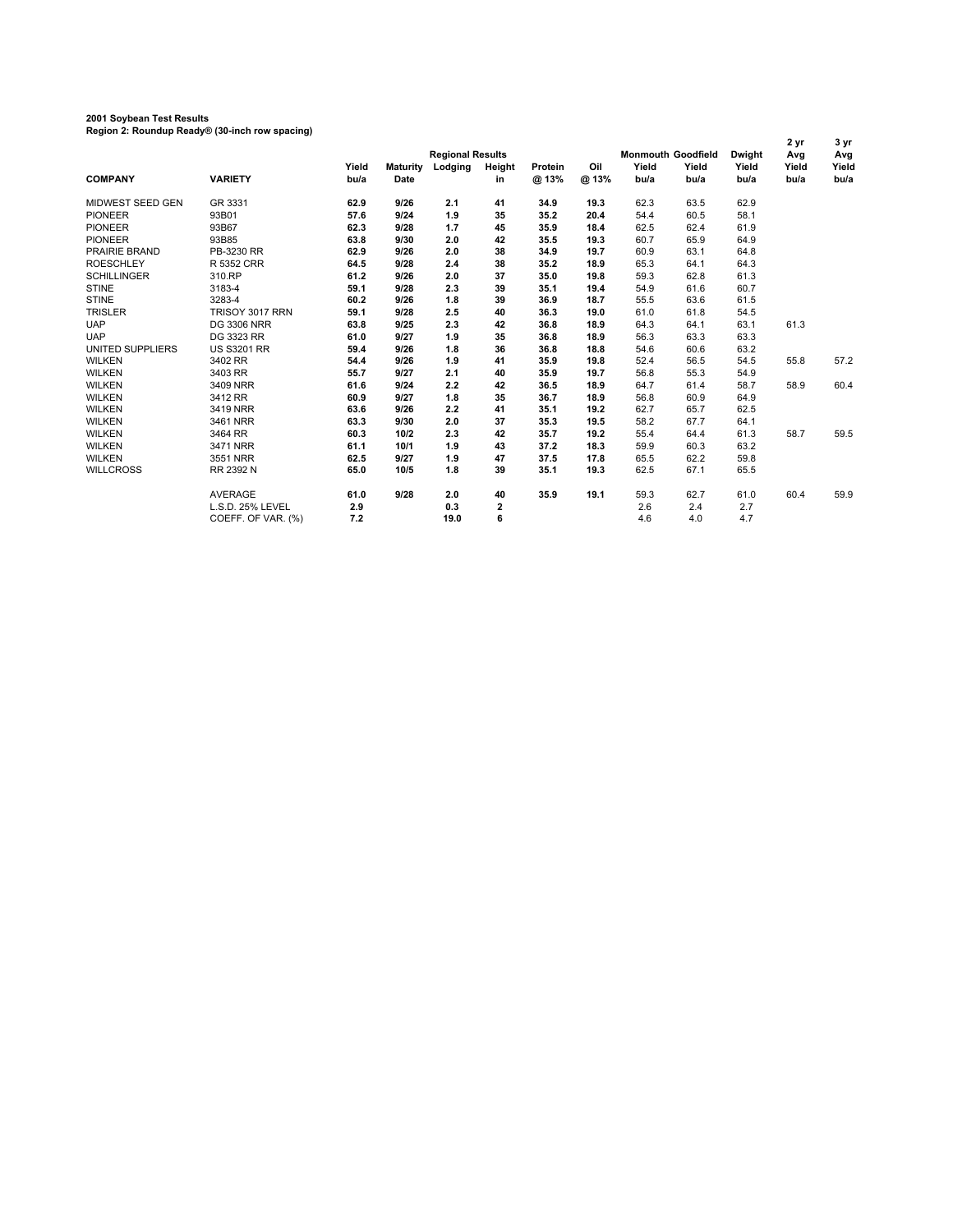**2001 Soybean Test Results**
**Region 2: Roundup Ready® (30-inch row spacing)**

| | | Regional Results | | | | | | Monmouth | Goodfield | Dwight | 2 yr Avg | 3 yr Avg |
|---|---|---|---|---|---|---|---|---|---|---|---|---|
| **COMPANY** | **VARIETY** | **Yield bu/a** | **Maturity Date** | **Lodging** | **Height in** | **Protein @ 13%** | **Oil @ 13%** | **Yield bu/a** | **Yield bu/a** | **Yield bu/a** | **Yield bu/a** | **Yield bu/a** |
| MIDWEST SEED GEN | GR 3331 | **62.9** | **9/26** | **2.1** | **41** | **34.9** | **19.3** | 62.3 | 63.5 | 62.9 | | |
| PIONEER | 93B01 | **57.6** | **9/24** | **1.9** | **35** | **35.2** | **20.4** | 54.4 | 60.5 | 58.1 | | |
| PIONEER | 93B67 | **62.3** | **9/28** | **1.7** | **45** | **35.9** | **18.4** | 62.5 | 62.4 | 61.9 | | |
| PIONEER | 93B85 | **63.8** | **9/30** | **2.0** | **42** | **35.5** | **19.3** | 60.7 | 65.9 | 64.9 | | |
| PRAIRIE BRAND | PB-3230 RR | **62.9** | **9/26** | **2.0** | **38** | **34.9** | **19.7** | 60.9 | 63.1 | 64.8 | | |
| ROESCHLEY | R 5352 CRR | **64.5** | **9/28** | **2.4** | **38** | **35.2** | **18.9** | 65.3 | 64.1 | 64.3 | | |
| SCHILLINGER | 310.RP | **61.2** | **9/26** | **2.0** | **37** | **35.0** | **19.8** | 59.3 | 62.8 | 61.3 | | |
| STINE | 3183-4 | **59.1** | **9/28** | **2.3** | **39** | **35.1** | **19.4** | 54.9 | 61.6 | 60.7 | | |
| STINE | 3283-4 | **60.2** | **9/26** | **1.8** | **39** | **36.9** | **18.7** | 55.5 | 63.6 | 61.5 | | |
| TRISLER | TRISOY 3017 RRN | **59.1** | **9/28** | **2.5** | **40** | **36.3** | **19.0** | 61.0 | 61.8 | 54.5 | | |
| UAP | DG 3306 NRR | **63.8** | **9/25** | **2.3** | **42** | **36.8** | **18.9** | 64.3 | 64.1 | 63.1 | 61.3 | |
| UAP | DG 3323 RR | **61.0** | **9/27** | **1.9** | **35** | **36.8** | **18.9** | 56.3 | 63.3 | 63.3 | | |
| UNITED SUPPLIERS | US S3201 RR | **59.4** | **9/26** | **1.8** | **36** | **36.8** | **18.8** | 54.6 | 60.6 | 63.2 | | |
| WILKEN | 3402 RR | **54.4** | **9/26** | **1.9** | **41** | **35.9** | **19.8** | 52.4 | 56.5 | 54.5 | 55.8 | 57.2 |
| WILKEN | 3403 RR | **55.7** | **9/27** | **2.1** | **40** | **35.9** | **19.7** | 56.8 | 55.3 | 54.9 | | |
| WILKEN | 3409 NRR | **61.6** | **9/24** | **2.2** | **42** | **36.5** | **18.9** | 64.7 | 61.4 | 58.7 | 58.9 | 60.4 |
| WILKEN | 3412 RR | **60.9** | **9/27** | **1.8** | **35** | **36.7** | **18.9** | 56.8 | 60.9 | 64.9 | | |
| WILKEN | 3419 NRR | **63.6** | **9/26** | **2.2** | **41** | **35.1** | **19.2** | 62.7 | 65.7 | 62.5 | | |
| WILKEN | 3461 NRR | **63.3** | **9/30** | **2.0** | **37** | **35.3** | **19.5** | 58.2 | 67.7 | 64.1 | | |
| WILKEN | 3464 RR | **60.3** | **10/2** | **2.3** | **42** | **35.7** | **19.2** | 55.4 | 64.4 | 61.3 | 58.7 | 59.5 |
| WILKEN | 3471 NRR | **61.1** | **10/1** | **1.9** | **43** | **37.2** | **18.3** | 59.9 | 60.3 | 63.2 | | |
| WILKEN | 3551 NRR | **62.5** | **9/27** | **1.9** | **47** | **37.5** | **17.8** | 65.5 | 62.2 | 59.8 | | |
| WILLCROSS | RR 2392 N | **65.0** | **10/5** | **1.8** | **39** | **35.1** | **19.3** | 62.5 | 67.1 | 65.5 | | |
| | AVERAGE | **61.0** | **9/28** | **2.0** | **40** | **35.9** | **19.1** | 59.3 | 62.7 | 61.0 | 60.4 | 59.9 |
| | L.S.D. 25% LEVEL | **2.9** | | **0.3** | **2** | | | 2.6 | 2.4 | 2.7 | | |
| | COEFF. OF VAR. (%) | **7.2** | | **19.0** | **6** | | | 4.6 | 4.0 | 4.7 | | |